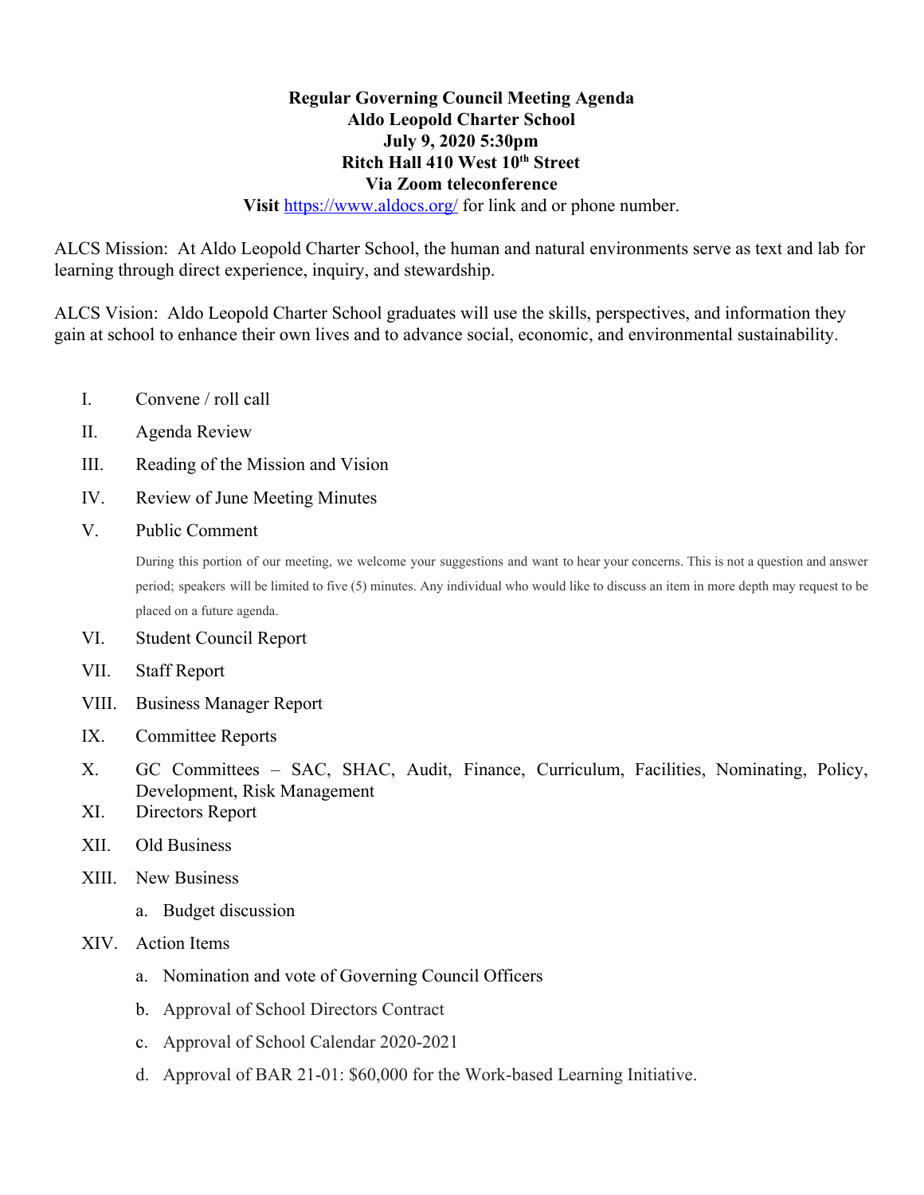**Regular Governing Council Meeting Agenda**
**Aldo Leopold Charter School**
**July 9, 2020 5:30pm**
**Ritch Hall 410 West 10th Street**
**Via Zoom teleconference**

**Visit** https://www.aldocs.org/ for link and or phone number.

ALCS Mission: At Aldo Leopold Charter School, the human and natural environments serve as text and lab for learning through direct experience, inquiry, and stewardship.

ALCS Vision: Aldo Leopold Charter School graduates will use the skills, perspectives, and information they gain at school to enhance their own lives and to advance social, economic, and environmental sustainability.

I. Convene / roll call

II. Agenda Review

III. Reading of the Mission and Vision

IV. Review of June Meeting Minutes

V. Public Comment

   During this portion of our meeting, we welcome your suggestions and want to hear your concerns. This is not a question and answer period; speakers will be limited to five (5) minutes. Any individual who would like to discuss an item in more depth may request to be placed on a future agenda.

VI. Student Council Report

VII. Staff Report

VIII. Business Manager Report

IX. Committee Reports

X. GC Committees – SAC, SHAC, Audit, Finance, Curriculum, Facilities, Nominating, Policy, Development, Risk Management

XI. Directors Report

XII. Old Business

XIII. New Business

   a. Budget discussion

XIV. Action Items

   a. Nomination and vote of Governing Council Officers

   b. Approval of School Directors Contract

   c. Approval of School Calendar 2020-2021

   d. Approval of BAR 21-01: $60,000 for the Work-based Learning Initiative.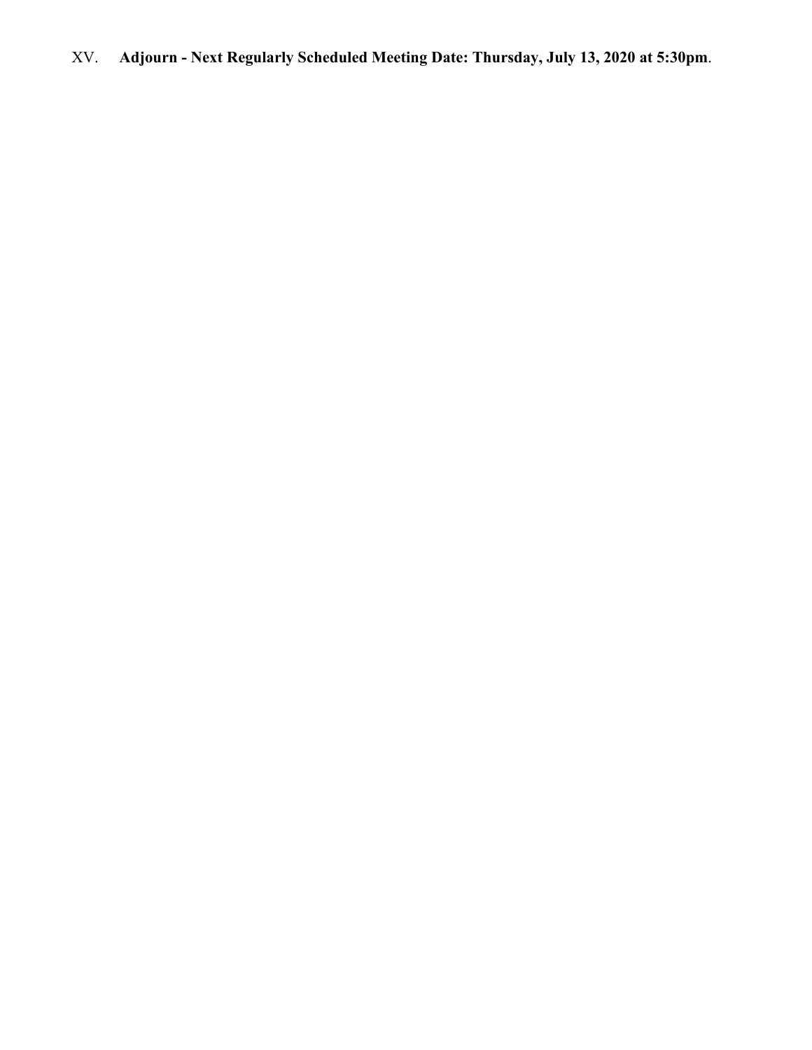XV. **Adjourn - Next Regularly Scheduled Meeting Date: Thursday, July 13, 2020 at 5:30pm**.